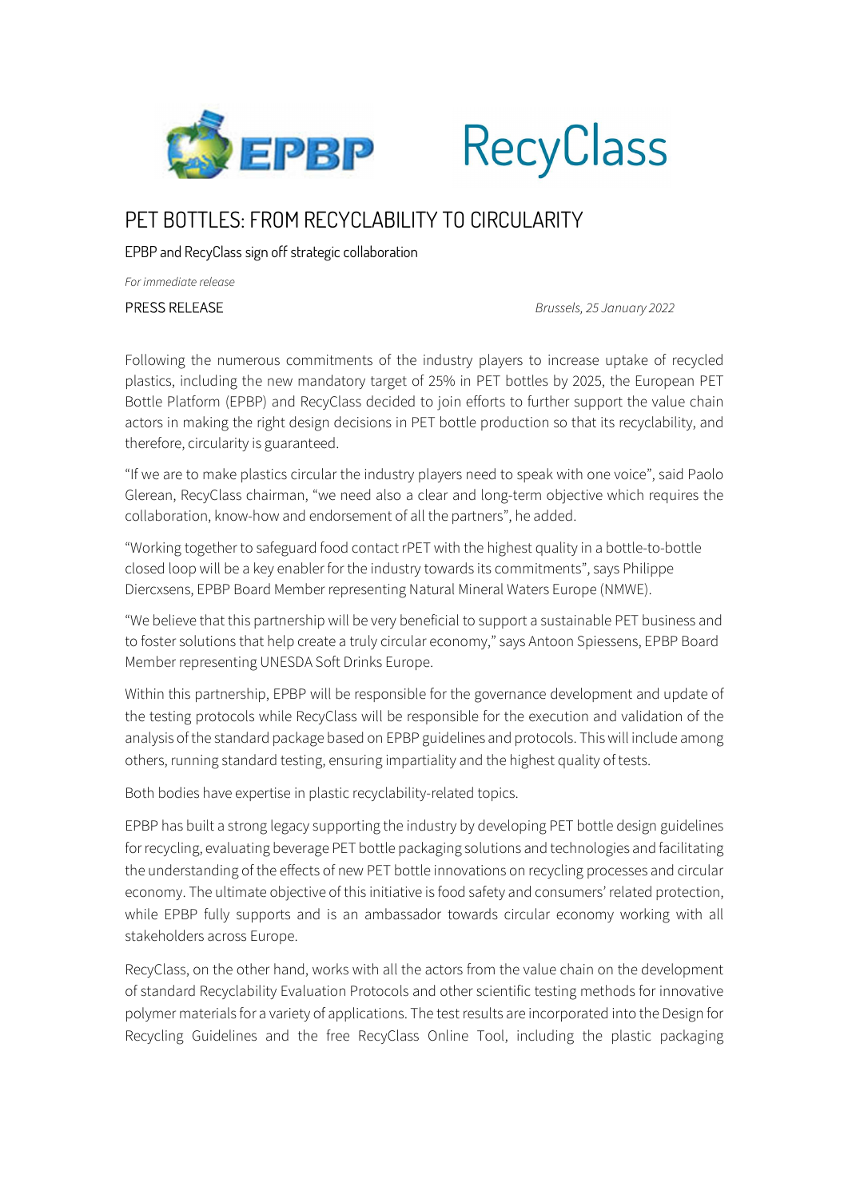# PET BOTTLES: FROM RECYCLABILITY TO CIRCULARITY

EPBP and RecyClass sign off strategic collaboration

*For immediate release*

PRESS RELEASE

*Brussels, 25 January 2022*

Following the numerous commitments of the industry players to increase uptake of recycled plastics, including the new mandatory target of 25% in PET bottles by 2025, the European PET Bottle Platform (EPBP) and RecyClass decided to join efforts to further support the value chain actors in making the right design decisions in PET bottle production so that its recyclability, and therefore, circularity is guaranteed.

"If we are to make plastics circular the industry players need to speak with one voice", said Paolo Glerean, RecyClass chairman, "we need also a clear and long-term objective which requires the collaboration, know-how and endorsement of all the partners", he added.

"Working together to safeguard food contact rPET with the highest quality in a bottle-to-bottle closed loop will be a key enabler for the industry towards its commitments", says Philippe Diercxsens, EPBP Board Member representing Natural Mineral Waters Europe (NMWE).

"We believe that this partnership will be very beneficial to support a sustainable PET business and to foster solutions that help create a truly circular economy," says Antoon Spiessens, EPBP Board Member representing UNESDA Soft Drinks Europe.

Within this partnership, EPBP will be responsible for the governance development and update of the testing protocols while RecyClass will be responsible for the execution and validation of the analysis of the standard package based on EPBP guidelines and protocols. This will include among others, running standard testing, ensuring impartiality and the highest quality of tests.

Both bodies have expertise in plastic recyclability-related topics.

EPBP has built a strong legacy supporting the industry by developing PET bottle design guidelines for recycling, evaluating beverage PET bottle packaging solutions and technologies and facilitating the understanding of the effects of new PET bottle innovations on recycling processes and circular economy. The ultimate objective of this initiative is food safety and consumers' related protection, while EPBP fully supports and is an ambassador towards circular economy working with all stakeholders across Europe.

RecyClass, on the other hand, works with all the actors from the value chain on the development of standard Recyclability Evaluation Protocols and other scientific testing methods for innovative polymer materials for a variety of applications. The test results are incorporated into the Design for Recycling Guidelines and the free RecyClass Online Tool, including the plastic packaging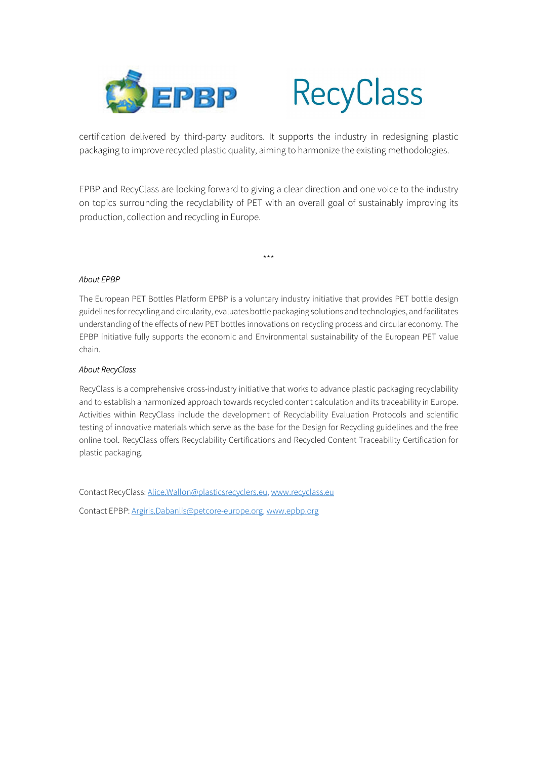certification delivered by third-party auditors. It supports the industry in redesigning plastic packaging to improve recycled plastic quality, aiming to harmonize the existing methodologies.

EPBP and RecyClass are looking forward to giving a clear direction and one voice to the industry on topics surrounding the recyclability of PET with an overall goal of sustainably improving its production, collection and recycling in Europe.

***

*About EPBP*

The European PET Bottles Platform EPBP is a voluntary industry initiative that provides PET bottle design guidelines for recycling and circularity, evaluates bottle packaging solutions and technologies, and facilitates understanding of the effects of new PET bottles innovations on recycling process and circular economy. The EPBP initiative fully supports the economic and Environmental sustainability of the European PET value chain.

*About RecyClass*

RecyClass is a comprehensive cross-industry initiative that works to advance plastic packaging recyclability and to establish a harmonized approach towards recycled content calculation and its traceability in Europe. Activities within RecyClass include the development of Recyclability Evaluation Protocols and scientific testing of innovative materials which serve as the base for the Design for Recycling guidelines and the free online tool. RecyClass offers Recyclability Certifications and Recycled Content Traceability Certification for plastic packaging.

Contact RecyClass: Alice.Wallon@plasticsrecyclers.eu, www.recyclass.eu

Contact EPBP: Argiris.Dabanlis@petcore-europe.org, www.epbp.org